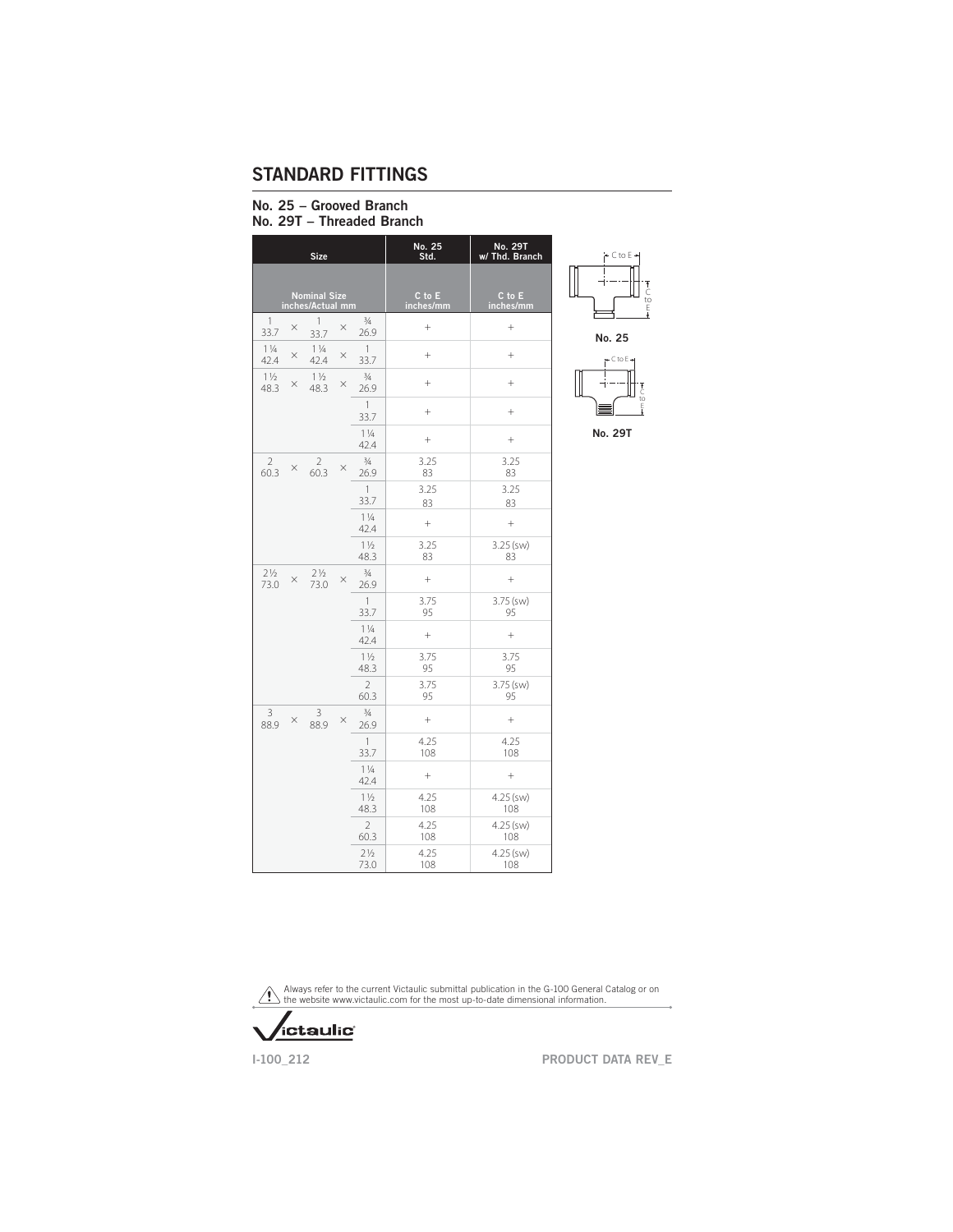# STANDARD FITTINGS

## No. 25 – Grooved Branch
## No. 29T – Threaded Branch

| Size | No. 25 Std. | No. 29T w/ Thd. Branch |
|---|---|---|
| Nominal Size inches/Actual mm | C to E inches/mm | C to E inches/mm |
| 1 × 1 × ¾ / 33.7 × 33.7 × 26.9 | + | + |
| 1¼ × 1¼ × 1 / 42.4 × 42.4 × 33.7 | + | + |
| 1½ × 1½ × ¾ / 48.3 × 48.3 × 26.9 | + | + |
| 1 / 33.7 | + | + |
| 1¼ / 42.4 | + | + |
| 2 × 2 × ¾ / 60.3 × 60.3 × 26.9 | 3.25 / 83 | 3.25 / 83 |
| 1 / 33.7 | 3.25 / 83 | 3.25 / 83 |
| 1¼ / 42.4 | + | + |
| 1½ / 48.3 | 3.25 / 83 | 3.25 (sw) / 83 |
| 2½ × 2½ × ¾ / 73.0 × 73.0 × 26.9 | + | + |
| 1 / 33.7 | 3.75 / 95 | 3.75 (sw) / 95 |
| 1¼ / 42.4 | + | + |
| 1½ / 48.3 | 3.75 / 95 | 3.75 / 95 |
| 2 / 60.3 | 3.75 / 95 | 3.75 (sw) / 95 |
| 3 × 3 × ¾ / 88.9 × 88.9 × 26.9 | + | + |
| 1 / 33.7 | 4.25 / 108 | 4.25 / 108 |
| 1¼ / 42.4 | + | + |
| 1½ / 48.3 | 4.25 / 108 | 4.25 (sw) / 108 |
| 2 / 60.3 | 4.25 / 108 | 4.25 (sw) / 108 |
| 2½ / 73.0 | 4.25 / 108 | 4.25 (sw) / 108 |

C to E

No. 25

C to E

No. 29T

Always refer to the current Victaulic submittal publication in the G-100 General Catalog or on the website www.victaulic.com for the most up-to-date dimensional information.

I-100_212

PRODUCT DATA REV_E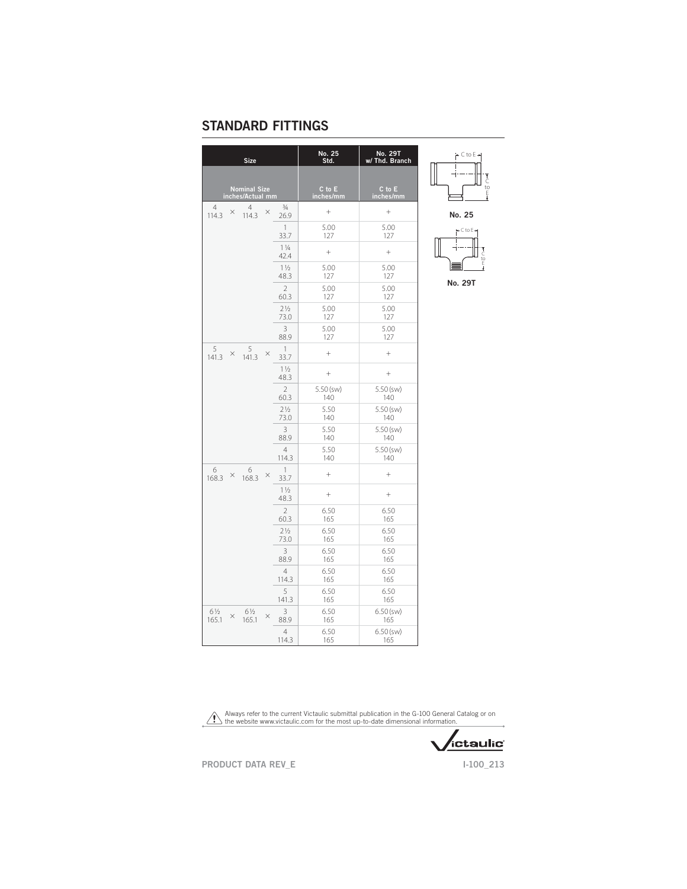## STANDARD FITTINGS

| Size | | | No. 25 Std. | No. 29T w/ Thd. Branch |
|---|---|---|---|---|
| Nominal Size inches/Actual mm | | | C to E inches/mm | C to E inches/mm |
| 4 114.3 | × 4 114.3 | × ¾ 26.9 | + | + |
| | | 1 33.7 | 5.00 127 | 5.00 127 |
| | | 1¼ 42.4 | + | + |
| | | 1½ 48.3 | 5.00 127 | 5.00 127 |
| | | 2 60.3 | 5.00 127 | 5.00 127 |
| | | 2½ 73.0 | 5.00 127 | 5.00 127 |
| | | 3 88.9 | 5.00 127 | 5.00 127 |
| 5 141.3 | × 5 141.3 | × 1 33.7 | + | + |
| | | 1½ 48.3 | + | + |
| | | 2 60.3 | 5.50 (sw) 140 | 5.50 (sw) 140 |
| | | 2½ 73.0 | 5.50 140 | 5.50 (sw) 140 |
| | | 3 88.9 | 5.50 140 | 5.50 (sw) 140 |
| | | 4 114.3 | 5.50 140 | 5.50 (sw) 140 |
| 6 168.3 | × 6 168.3 | × 1 33.7 | + | + |
| | | 1½ 48.3 | + | + |
| | | 2 60.3 | 6.50 165 | 6.50 165 |
| | | 2½ 73.0 | 6.50 165 | 6.50 165 |
| | | 3 88.9 | 6.50 165 | 6.50 165 |
| | | 4 114.3 | 6.50 165 | 6.50 165 |
| | | 5 141.3 | 6.50 165 | 6.50 165 |
| 6½ 165.1 | × 6½ 165.1 | × 3 88.9 | 6.50 165 | 6.50 (sw) 165 |
| | | 4 114.3 | 6.50 165 | 6.50 (sw) 165 |

C to E

**No. 25**

C to E

**No. 29T**

⚠ Always refer to the current Victaulic submittal publication in the G-100 General Catalog or on the website www.victaulic.com for the most up-to-date dimensional information.

PRODUCT DATA REV_E

I-100_213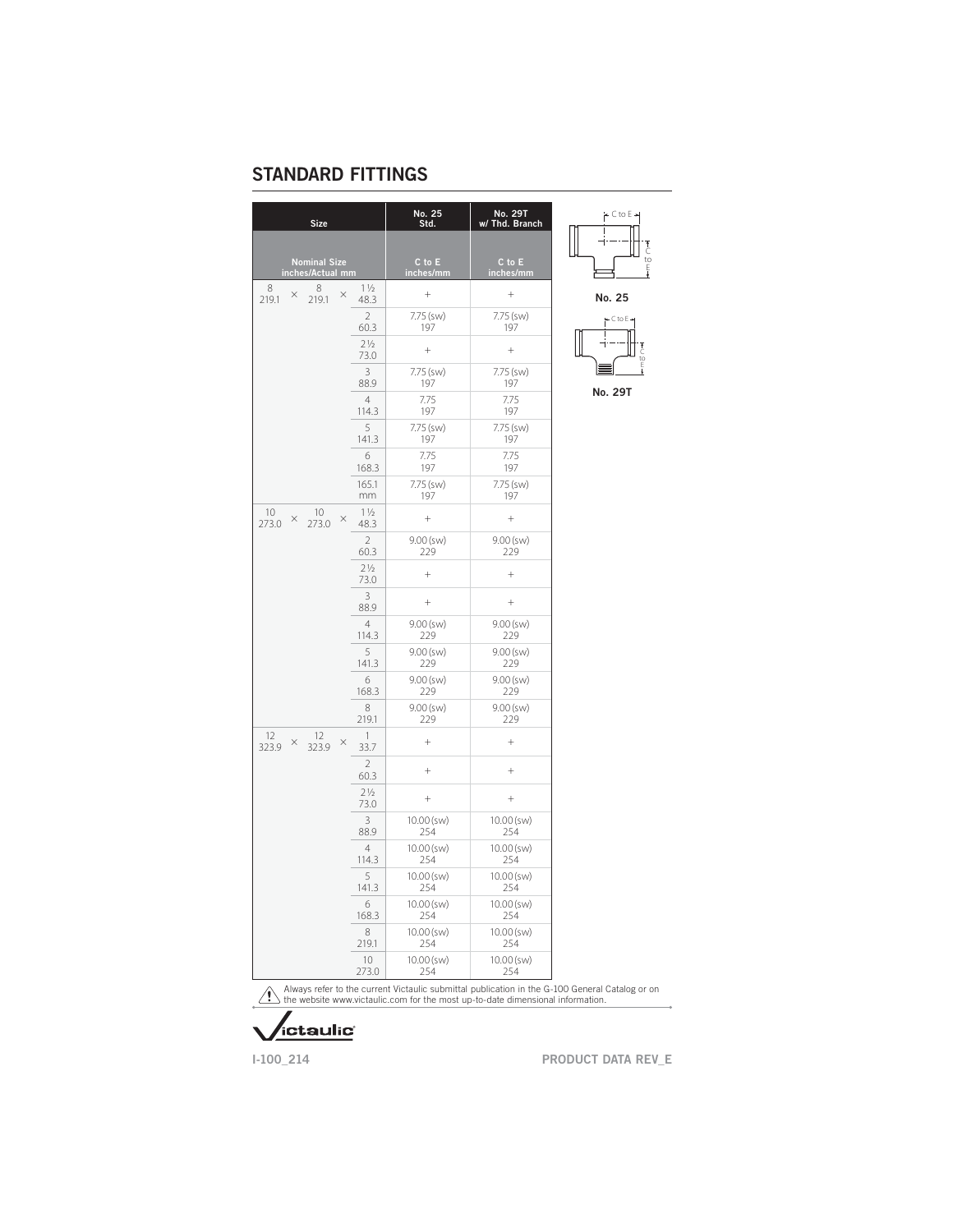## STANDARD FITTINGS

| Size | | | No. 25 Std. | No. 29T w/ Thd. Branch |
|---|---|---|---|---|
| Nominal Size inches/Actual mm | | | C to E inches/mm | C to E inches/mm |
| 8 219.1 | × 8 219.1 | × 1½ 48.3 | + | + |
| | | 2 60.3 | 7.75 (sw) 197 | 7.75 (sw) 197 |
| | | 2½ 73.0 | + | + |
| | | 3 88.9 | 7.75 (sw) 197 | 7.75 (sw) 197 |
| | | 4 114.3 | 7.75 197 | 7.75 197 |
| | | 5 141.3 | 7.75 (sw) 197 | 7.75 (sw) 197 |
| | | 6 168.3 | 7.75 197 | 7.75 197 |
| | | 165.1 mm | 7.75 (sw) 197 | 7.75 (sw) 197 |
| 10 273.0 | × 10 273.0 | × 1½ 48.3 | + | + |
| | | 2 60.3 | 9.00 (sw) 229 | 9.00 (sw) 229 |
| | | 2½ 73.0 | + | + |
| | | 3 88.9 | + | + |
| | | 4 114.3 | 9.00 (sw) 229 | 9.00 (sw) 229 |
| | | 5 141.3 | 9.00 (sw) 229 | 9.00 (sw) 229 |
| | | 6 168.3 | 9.00 (sw) 229 | 9.00 (sw) 229 |
| | | 8 219.1 | 9.00 (sw) 229 | 9.00 (sw) 229 |
| 12 323.9 | × 12 323.9 | × 1 33.7 | + | + |
| | | 2 60.3 | + | + |
| | | 2½ 73.0 | + | + |
| | | 3 88.9 | 10.00 (sw) 254 | 10.00 (sw) 254 |
| | | 4 114.3 | 10.00 (sw) 254 | 10.00 (sw) 254 |
| | | 5 141.3 | 10.00 (sw) 254 | 10.00 (sw) 254 |
| | | 6 168.3 | 10.00 (sw) 254 | 10.00 (sw) 254 |
| | | 8 219.1 | 10.00 (sw) 254 | 10.00 (sw) 254 |
| | | 10 273.0 | 10.00 (sw) 254 | 10.00 (sw) 254 |

**No. 25**

**No. 29T**

Always refer to the current Victaulic submittal publication in the G-100 General Catalog or on the website www.victaulic.com for the most up-to-date dimensional information.

I-100_214

PRODUCT DATA REV_E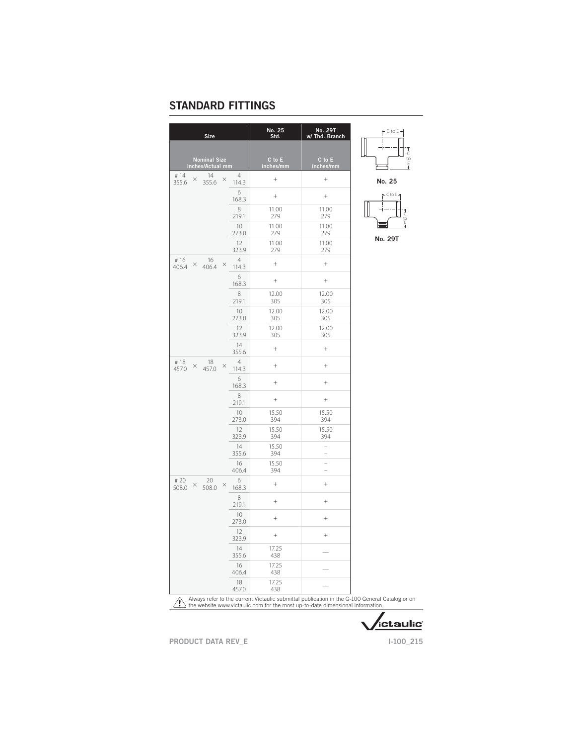## STANDARD FITTINGS

| Size | | | No. 25 Std. | No. 29T w/ Thd. Branch |
|---|---|---|---|---|
| Nominal Size inches/Actual mm | | | C to E inches/mm | C to E inches/mm |
| # 14 355.6 | × 14 355.6 | × 4 114.3 | + | + |
| | | 6 168.3 | + | + |
| | | 8 219.1 | 11.00 279 | 11.00 279 |
| | | 10 273.0 | 11.00 279 | 11.00 279 |
| | | 12 323.9 | 11.00 279 | 11.00 279 |
| # 16 406.4 | × 16 406.4 | × 4 114.3 | + | + |
| | | 6 168.3 | + | + |
| | | 8 219.1 | 12.00 305 | 12.00 305 |
| | | 10 273.0 | 12.00 305 | 12.00 305 |
| | | 12 323.9 | 12.00 305 | 12.00 305 |
| | | 14 355.6 | + | + |
| # 18 457.0 | × 18 457.0 | × 4 114.3 | + | + |
| | | 6 168.3 | + | + |
| | | 8 219.1 | + | + |
| | | 10 273.0 | 15.50 394 | 15.50 394 |
| | | 12 323.9 | 15.50 394 | 15.50 394 |
| | | 14 355.6 | 15.50 394 | – – |
| | | 16 406.4 | 15.50 394 | – – |
| # 20 508.0 | × 20 508.0 | × 6 168.3 | + | + |
| | | 8 219.1 | + | + |
| | | 10 273.0 | + | + |
| | | 12 323.9 | + | + |
| | | 14 355.6 | 17.25 438 | — |
| | | 16 406.4 | 17.25 438 | — |
| | | 18 457.0 | 17.25 438 | — |

C to E

**No. 25**

C to E

**No. 29T**

⚠ Always refer to the current Victaulic submittal publication in the G-100 General Catalog or on the website www.victaulic.com for the most up-to-date dimensional information.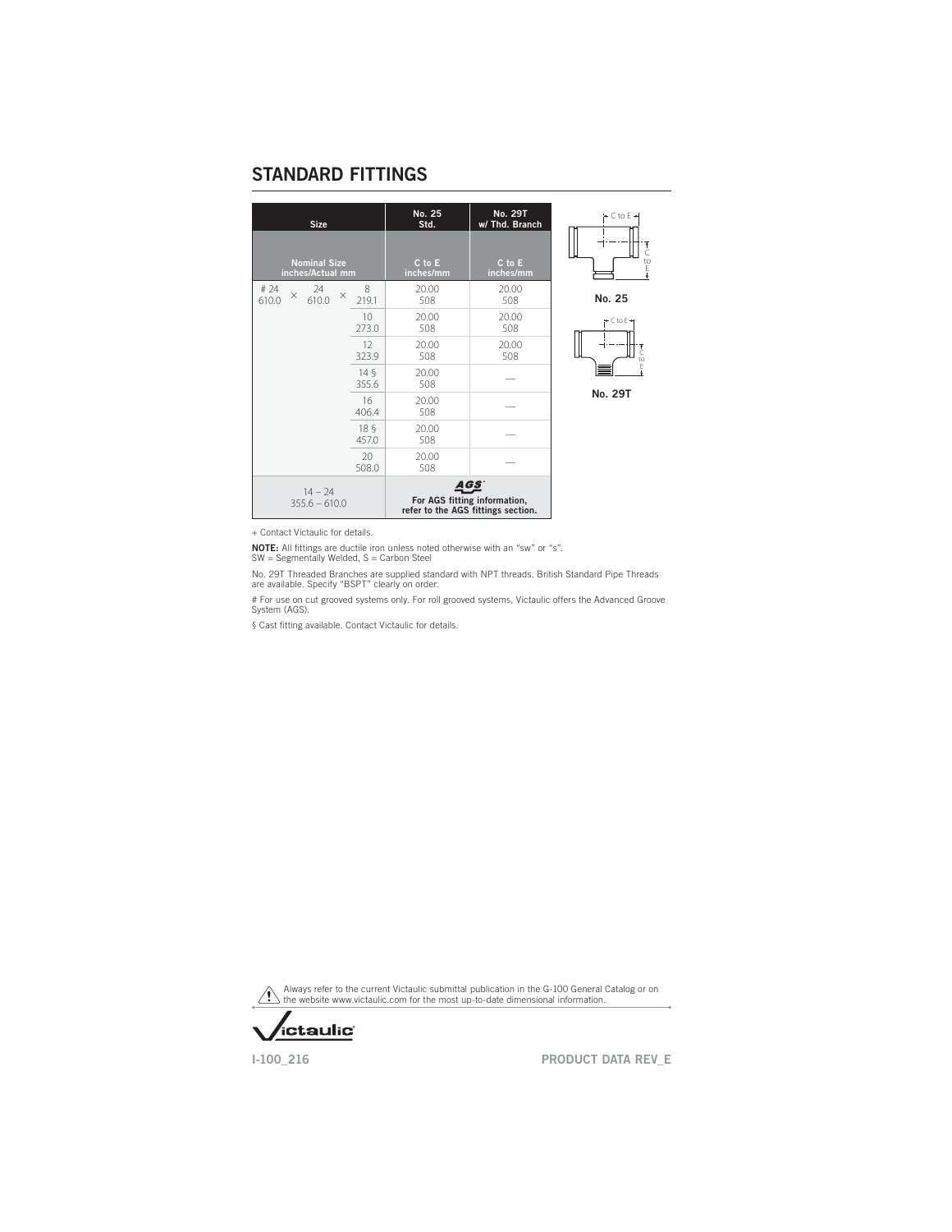## STANDARD FITTINGS

| Size | | | No. 25 Std. | No. 29T w/ Thd. Branch |
|---|---|---|---|---|
| Nominal Size inches/Actual mm | | | C to E inches/mm | C to E inches/mm |
| # 24 610.0 | × 24 610.0 | × 8 219.1 | 20.00 508 | 20.00 508 |
| | | 10 273.0 | 20.00 508 | 20.00 508 |
| | | 12 323.9 | 20.00 508 | 20.00 508 |
| | | 14 § 355.6 | 20.00 508 | — |
| | | 16 406.4 | 20.00 508 | — |
| | | 18 § 457.0 | 20.00 508 | — |
| | | 20 508.0 | 20.00 508 | — |
| 14 – 24 355.6 – 610.0 | | | AGS For AGS fitting information, refer to the AGS fittings section. | |

C to E

C to E

No. 25

C to E

C to E

No. 29T

+ Contact Victaulic for details.

**NOTE:** All fittings are ductile iron unless noted otherwise with an "sw" or "s".
SW = Segmentally Welded, S = Carbon Steel

No. 29T Threaded Branches are supplied standard with NPT threads. British Standard Pipe Threads are available. Specify "BSPT" clearly on order.

# For use on cut grooved systems only. For roll grooved systems, Victaulic offers the Advanced Groove System (AGS).

§ Cast fitting available. Contact Victaulic for details.

Always refer to the current Victaulic submittal publication in the G-100 General Catalog or on the website www.victaulic.com for the most up-to-date dimensional information.

I-100_216

PRODUCT DATA REV_E